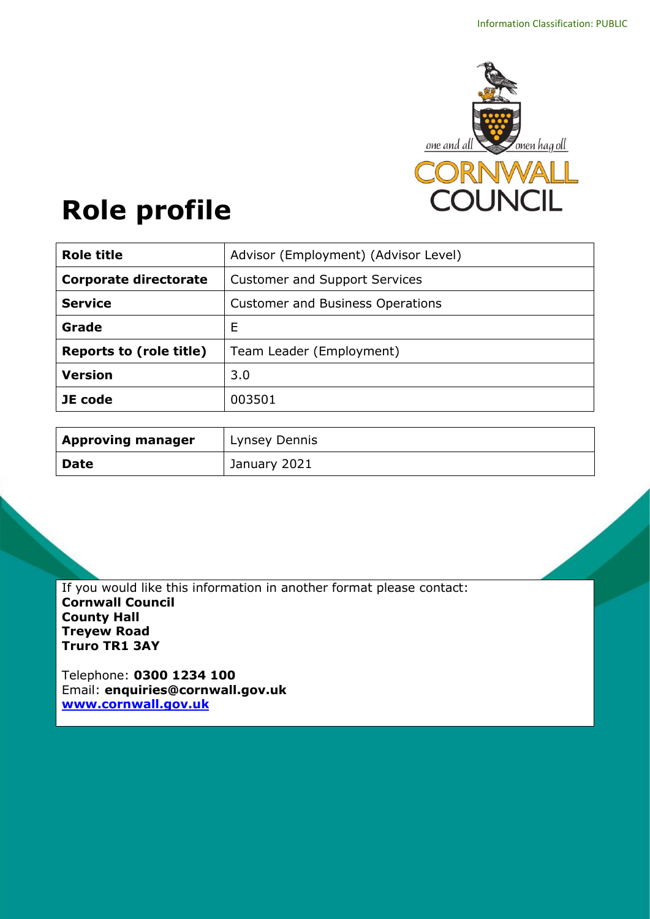Information Classification: PUBLIC

# Role profile

| Role title | Advisor (Employment) (Advisor Level) |
|---|---|
| Corporate directorate | Customer and Support Services |
| Service | Customer and Business Operations |
| Grade | E |
| Reports to (role title) | Team Leader (Employment) |
| Version | 3.0 |
| JE code | 003501 |

| Approving manager | Lynsey Dennis |
|---|---|
| Date | January 2021 |

If you would like this information in another format please contact:
**Cornwall Council**
**County Hall**
**Treyew Road**
**Truro TR1 3AY**

Telephone: **0300 1234 100**
Email: **enquiries@cornwall.gov.uk**
**www.cornwall.gov.uk**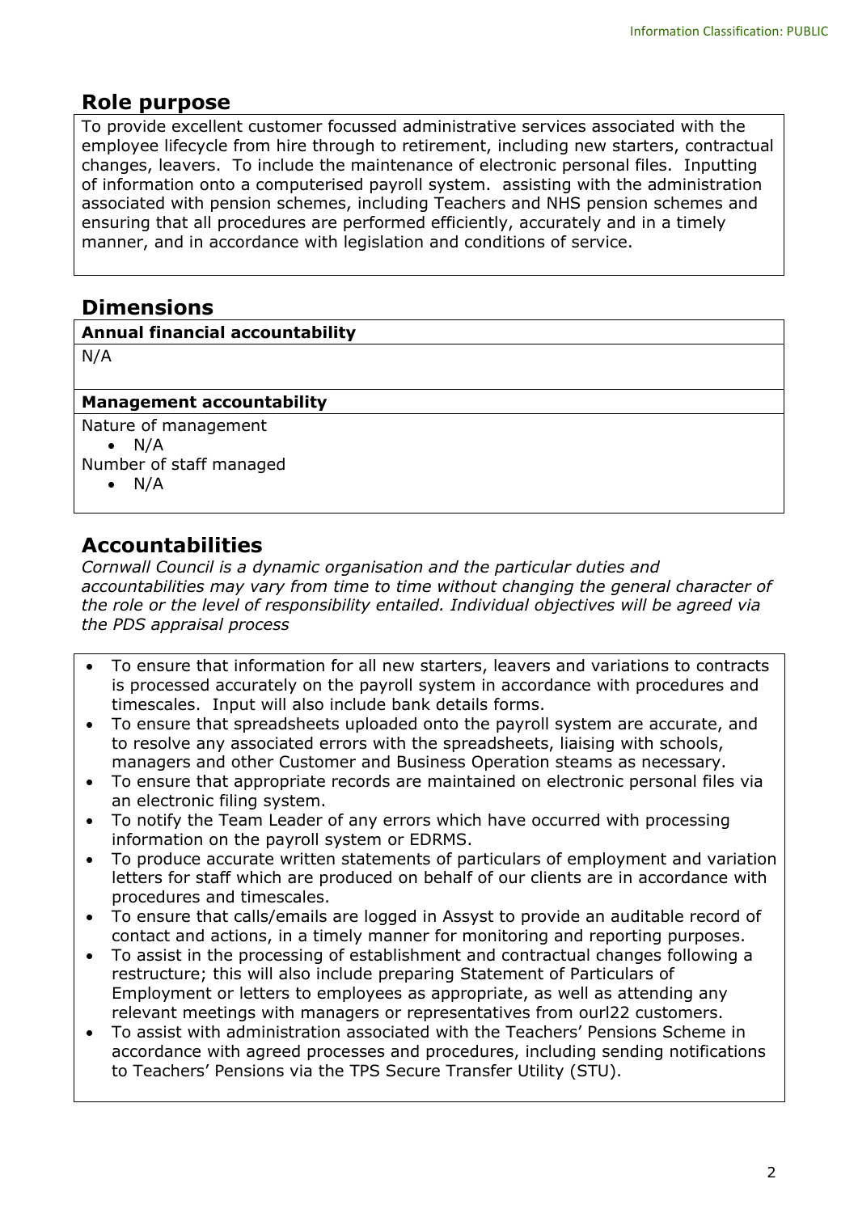## Role purpose

To provide excellent customer focussed administrative services associated with the employee lifecycle from hire through to retirement, including new starters, contractual changes, leavers. To include the maintenance of electronic personal files. Inputting of information onto a computerised payroll system. assisting with the administration associated with pension schemes, including Teachers and NHS pension schemes and ensuring that all procedures are performed efficiently, accurately and in a timely manner, and in accordance with legislation and conditions of service.

## Dimensions

**Annual financial accountability**

N/A

**Management accountability**

Nature of management

- N/A

Number of staff managed

- N/A

## Accountabilities

*Cornwall Council is a dynamic organisation and the particular duties and accountabilities may vary from time to time without changing the general character of the role or the level of responsibility entailed. Individual objectives will be agreed via the PDS appraisal process*

- To ensure that information for all new starters, leavers and variations to contracts is processed accurately on the payroll system in accordance with procedures and timescales. Input will also include bank details forms.
- To ensure that spreadsheets uploaded onto the payroll system are accurate, and to resolve any associated errors with the spreadsheets, liaising with schools, managers and other Customer and Business Operation steams as necessary.
- To ensure that appropriate records are maintained on electronic personal files via an electronic filing system.
- To notify the Team Leader of any errors which have occurred with processing information on the payroll system or EDRMS.
- To produce accurate written statements of particulars of employment and variation letters for staff which are produced on behalf of our clients are in accordance with procedures and timescales.
- To ensure that calls/emails are logged in Assyst to provide an auditable record of contact and actions, in a timely manner for monitoring and reporting purposes.
- To assist in the processing of establishment and contractual changes following a restructure; this will also include preparing Statement of Particulars of Employment or letters to employees as appropriate, as well as attending any relevant meetings with managers or representatives from ourl22 customers.
- To assist with administration associated with the Teachers' Pensions Scheme in accordance with agreed processes and procedures, including sending notifications to Teachers' Pensions via the TPS Secure Transfer Utility (STU).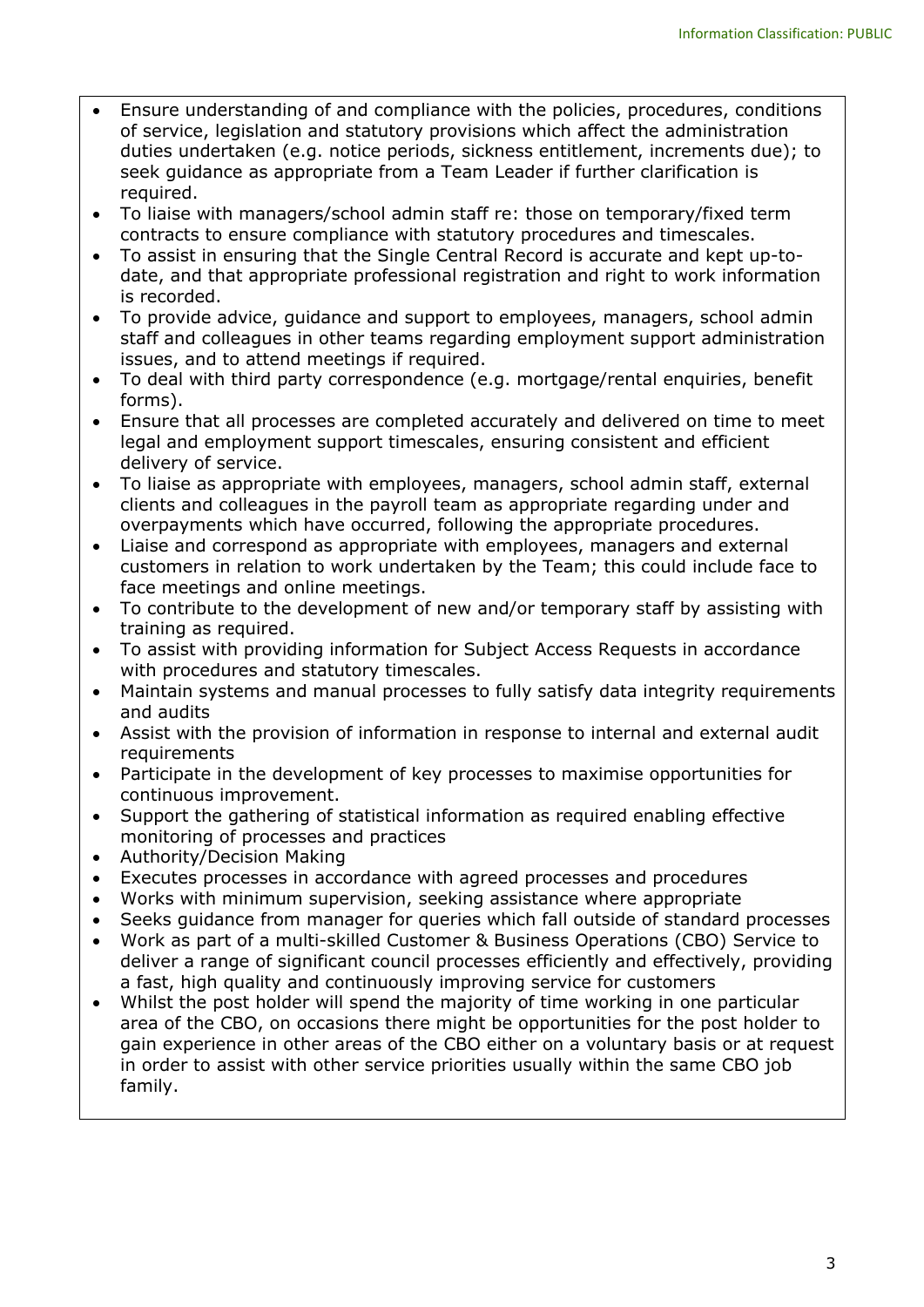- Ensure understanding of and compliance with the policies, procedures, conditions of service, legislation and statutory provisions which affect the administration duties undertaken (e.g. notice periods, sickness entitlement, increments due); to seek guidance as appropriate from a Team Leader if further clarification is required.
- To liaise with managers/school admin staff re: those on temporary/fixed term contracts to ensure compliance with statutory procedures and timescales.
- To assist in ensuring that the Single Central Record is accurate and kept up-to-date, and that appropriate professional registration and right to work information is recorded.
- To provide advice, guidance and support to employees, managers, school admin staff and colleagues in other teams regarding employment support administration issues, and to attend meetings if required.
- To deal with third party correspondence (e.g. mortgage/rental enquiries, benefit forms).
- Ensure that all processes are completed accurately and delivered on time to meet legal and employment support timescales, ensuring consistent and efficient delivery of service.
- To liaise as appropriate with employees, managers, school admin staff, external clients and colleagues in the payroll team as appropriate regarding under and overpayments which have occurred, following the appropriate procedures.
- Liaise and correspond as appropriate with employees, managers and external customers in relation to work undertaken by the Team; this could include face to face meetings and online meetings.
- To contribute to the development of new and/or temporary staff by assisting with training as required.
- To assist with providing information for Subject Access Requests in accordance with procedures and statutory timescales.
- Maintain systems and manual processes to fully satisfy data integrity requirements and audits
- Assist with the provision of information in response to internal and external audit requirements
- Participate in the development of key processes to maximise opportunities for continuous improvement.
- Support the gathering of statistical information as required enabling effective monitoring of processes and practices
- Authority/Decision Making
- Executes processes in accordance with agreed processes and procedures
- Works with minimum supervision, seeking assistance where appropriate
- Seeks guidance from manager for queries which fall outside of standard processes
- Work as part of a multi-skilled Customer & Business Operations (CBO) Service to deliver a range of significant council processes efficiently and effectively, providing a fast, high quality and continuously improving service for customers
- Whilst the post holder will spend the majority of time working in one particular area of the CBO, on occasions there might be opportunities for the post holder to gain experience in other areas of the CBO either on a voluntary basis or at request in order to assist with other service priorities usually within the same CBO job family.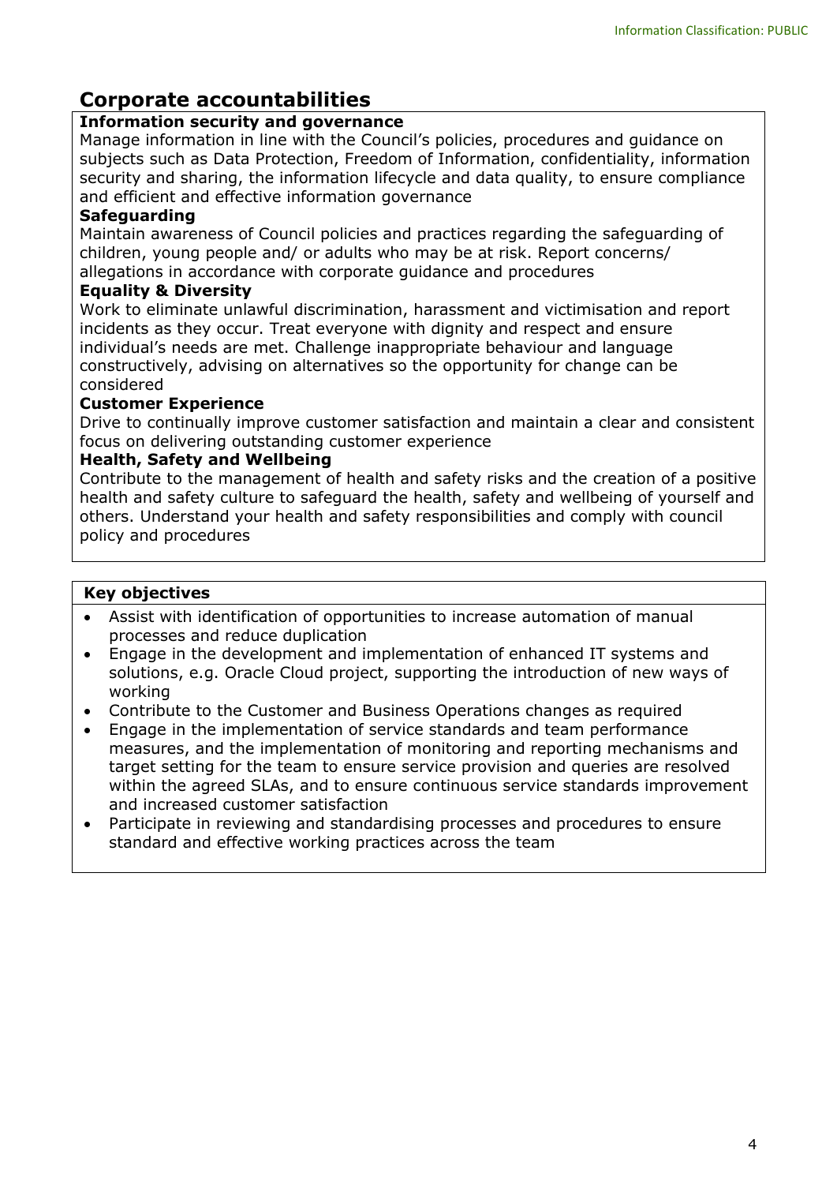## Corporate accountabilities

**Information security and governance**

Manage information in line with the Council's policies, procedures and guidance on subjects such as Data Protection, Freedom of Information, confidentiality, information security and sharing, the information lifecycle and data quality, to ensure compliance and efficient and effective information governance

**Safeguarding**

Maintain awareness of Council policies and practices regarding the safeguarding of children, young people and/ or adults who may be at risk. Report concerns/ allegations in accordance with corporate guidance and procedures

**Equality & Diversity**

Work to eliminate unlawful discrimination, harassment and victimisation and report incidents as they occur. Treat everyone with dignity and respect and ensure individual's needs are met. Challenge inappropriate behaviour and language constructively, advising on alternatives so the opportunity for change can be considered

**Customer Experience**

Drive to continually improve customer satisfaction and maintain a clear and consistent focus on delivering outstanding customer experience

**Health, Safety and Wellbeing**

Contribute to the management of health and safety risks and the creation of a positive health and safety culture to safeguard the health, safety and wellbeing of yourself and others. Understand your health and safety responsibilities and comply with council policy and procedures

**Key objectives**

- Assist with identification of opportunities to increase automation of manual processes and reduce duplication
- Engage in the development and implementation of enhanced IT systems and solutions, e.g. Oracle Cloud project, supporting the introduction of new ways of working
- Contribute to the Customer and Business Operations changes as required
- Engage in the implementation of service standards and team performance measures, and the implementation of monitoring and reporting mechanisms and target setting for the team to ensure service provision and queries are resolved within the agreed SLAs, and to ensure continuous service standards improvement and increased customer satisfaction
- Participate in reviewing and standardising processes and procedures to ensure standard and effective working practices across the team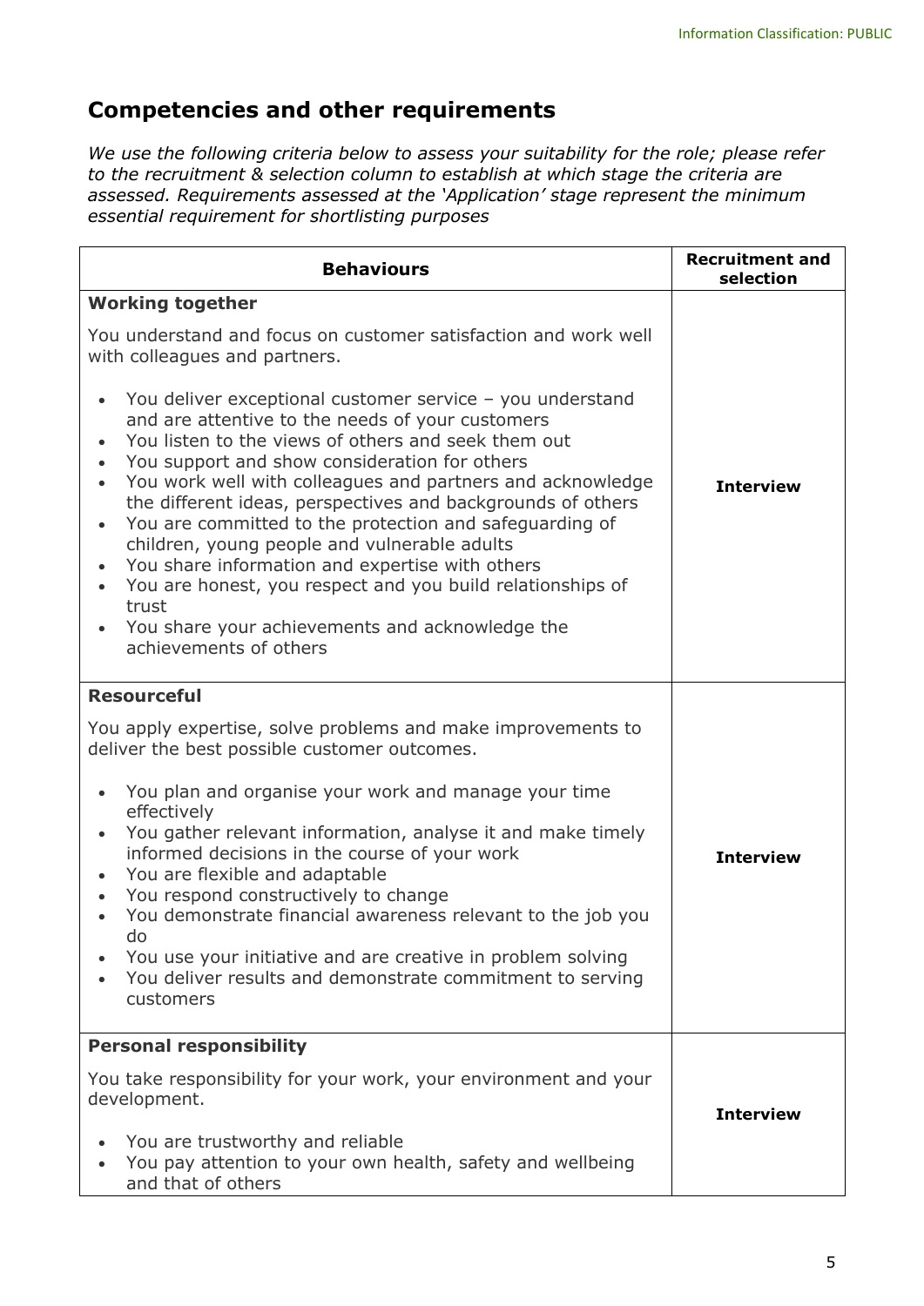## Competencies and other requirements

*We use the following criteria below to assess your suitability for the role; please refer to the recruitment & selection column to establish at which stage the criteria are assessed. Requirements assessed at the 'Application' stage represent the minimum essential requirement for shortlisting purposes*

| Behaviours | Recruitment and selection |
|---|---|
| **Working together**<br><br>You understand and focus on customer satisfaction and work well with colleagues and partners.<br><br>• You deliver exceptional customer service – you understand and are attentive to the needs of your customers<br>• You listen to the views of others and seek them out<br>• You support and show consideration for others<br>• You work well with colleagues and partners and acknowledge the different ideas, perspectives and backgrounds of others<br>• You are committed to the protection and safeguarding of children, young people and vulnerable adults<br>• You share information and expertise with others<br>• You are honest, you respect and you build relationships of trust<br>• You share your achievements and acknowledge the achievements of others | **Interview** |
| **Resourceful**<br><br>You apply expertise, solve problems and make improvements to deliver the best possible customer outcomes.<br><br>• You plan and organise your work and manage your time effectively<br>• You gather relevant information, analyse it and make timely informed decisions in the course of your work<br>• You are flexible and adaptable<br>• You respond constructively to change<br>• You demonstrate financial awareness relevant to the job you do<br>• You use your initiative and are creative in problem solving<br>• You deliver results and demonstrate commitment to serving customers | **Interview** |
| **Personal responsibility**<br><br>You take responsibility for your work, your environment and your development.<br><br>• You are trustworthy and reliable<br>• You pay attention to your own health, safety and wellbeing and that of others | **Interview** |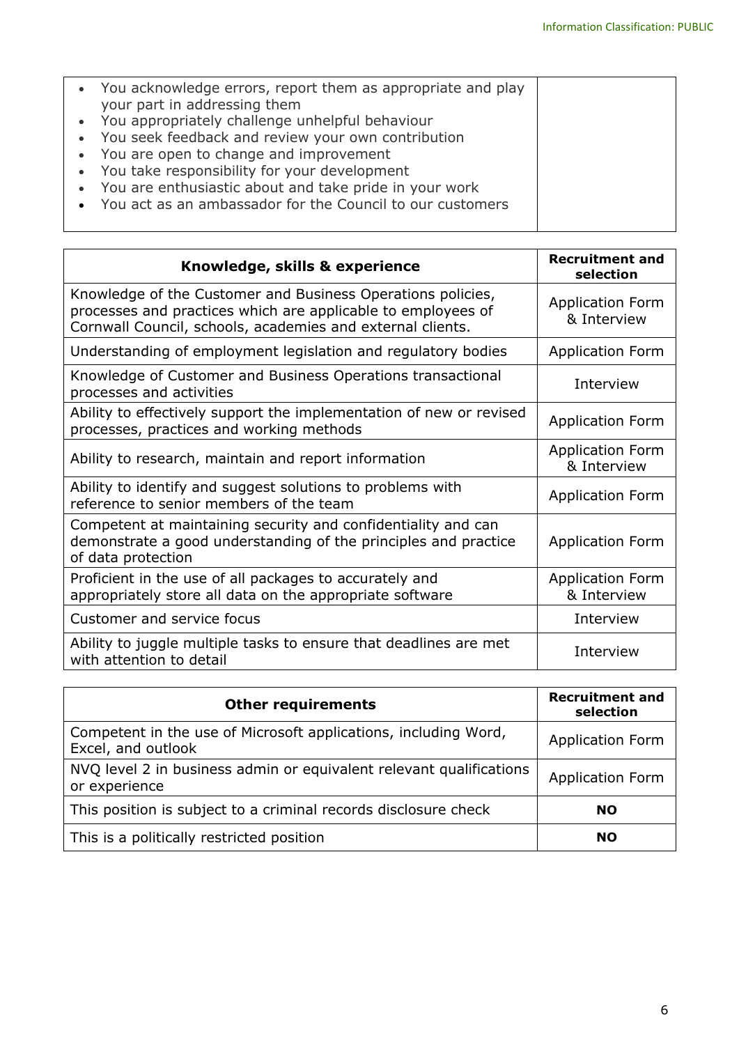| | |
|---|---|
| <ul><li>You acknowledge errors, report them as appropriate and play your part in addressing them</li><li>You appropriately challenge unhelpful behaviour</li><li>You seek feedback and review your own contribution</li><li>You are open to change and improvement</li><li>You take responsibility for your development</li><li>You are enthusiastic about and take pride in your work</li><li>You act as an ambassador for the Council to our customers</li></ul> | |

| **Knowledge, skills & experience** | **Recruitment and selection** |
|---|---|
| Knowledge of the Customer and Business Operations policies, processes and practices which are applicable to employees of Cornwall Council, schools, academies and external clients. | Application Form & Interview |
| Understanding of employment legislation and regulatory bodies | Application Form |
| Knowledge of Customer and Business Operations transactional processes and activities | Interview |
| Ability to effectively support the implementation of new or revised processes, practices and working methods | Application Form |
| Ability to research, maintain and report information | Application Form & Interview |
| Ability to identify and suggest solutions to problems with reference to senior members of the team | Application Form |
| Competent at maintaining security and confidentiality and can demonstrate a good understanding of the principles and practice of data protection | Application Form |
| Proficient in the use of all packages to accurately and appropriately store all data on the appropriate software | Application Form & Interview |
| Customer and service focus | Interview |
| Ability to juggle multiple tasks to ensure that deadlines are met with attention to detail | Interview |

| **Other requirements** | **Recruitment and selection** |
|---|---|
| Competent in the use of Microsoft applications, including Word, Excel, and outlook | Application Form |
| NVQ level 2 in business admin or equivalent relevant qualifications or experience | Application Form |
| This position is subject to a criminal records disclosure check | **NO** |
| This is a politically restricted position | **NO** |